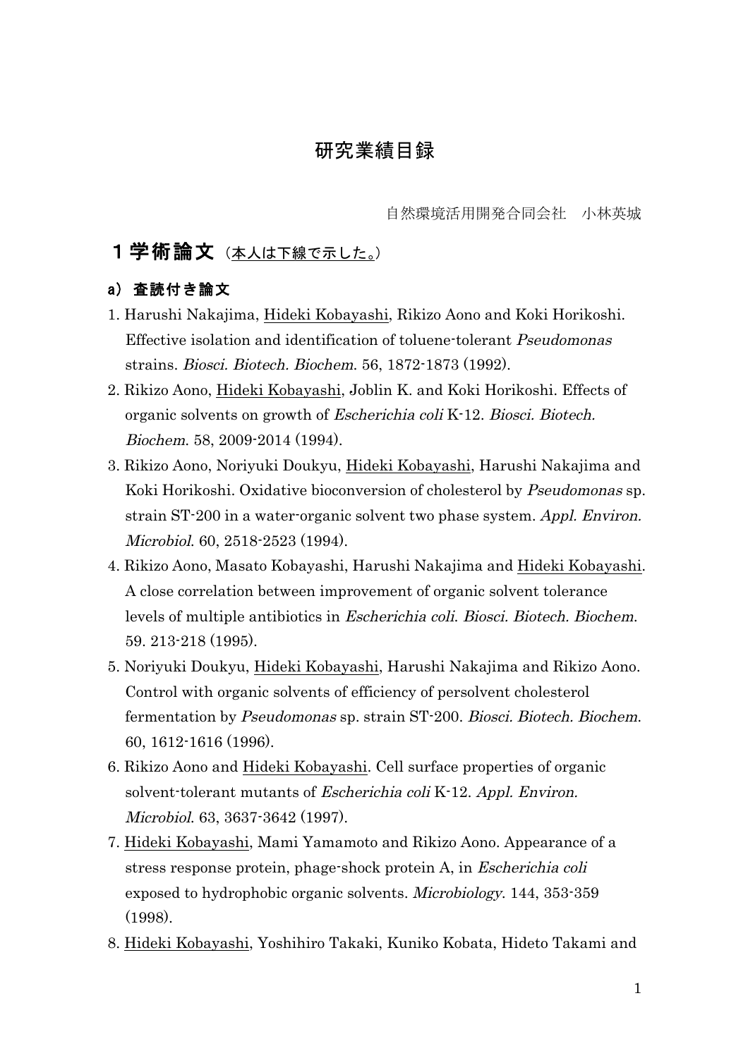# 研究業績目録

自然環境活用開発合同会社　小林英城

## １学術論文（本人は下線で示した。）

### a）査読付き論文

1. Harushi Nakajima, <u>Hideki Kobayashi</u>, Rikizo Aono and Koki Horikoshi. Effective isolation and identification of toluene-tolerant *Pseudomonas* strains. *Biosci. Biotech. Biochem*. 56, 1872-1873 (1992).
2. Rikizo Aono, <u>Hideki Kobayashi</u>, Joblin K. and Koki Horikoshi. Effects of organic solvents on growth of *Escherichia coli* K-12. *Biosci. Biotech. Biochem*. 58, 2009-2014 (1994).
3. Rikizo Aono, Noriyuki Doukyu, <u>Hideki Kobayashi</u>, Harushi Nakajima and Koki Horikoshi. Oxidative bioconversion of cholesterol by *Pseudomonas* sp. strain ST-200 in a water-organic solvent two phase system. *Appl. Environ. Microbiol*. 60, 2518-2523 (1994).
4. Rikizo Aono, Masato Kobayashi, Harushi Nakajima and <u>Hideki Kobayashi</u>. A close correlation between improvement of organic solvent tolerance levels of multiple antibiotics in *Escherichia coli*. *Biosci. Biotech. Biochem*. 59. 213-218 (1995).
5. Noriyuki Doukyu, <u>Hideki Kobayashi</u>, Harushi Nakajima and Rikizo Aono. Control with organic solvents of efficiency of persolvent cholesterol fermentation by *Pseudomonas* sp. strain ST-200. *Biosci. Biotech. Biochem*. 60, 1612-1616 (1996).
6. Rikizo Aono and <u>Hideki Kobayashi</u>. Cell surface properties of organic solvent-tolerant mutants of *Escherichia coli* K-12. *Appl. Environ. Microbiol*. 63, 3637-3642 (1997).
7. <u>Hideki Kobayashi</u>, Mami Yamamoto and Rikizo Aono. Appearance of a stress response protein, phage-shock protein A, in *Escherichia coli* exposed to hydrophobic organic solvents. *Microbiology*. 144, 353-359 (1998).
8. <u>Hideki Kobayashi</u>, Yoshihiro Takaki, Kuniko Kobata, Hideto Takami and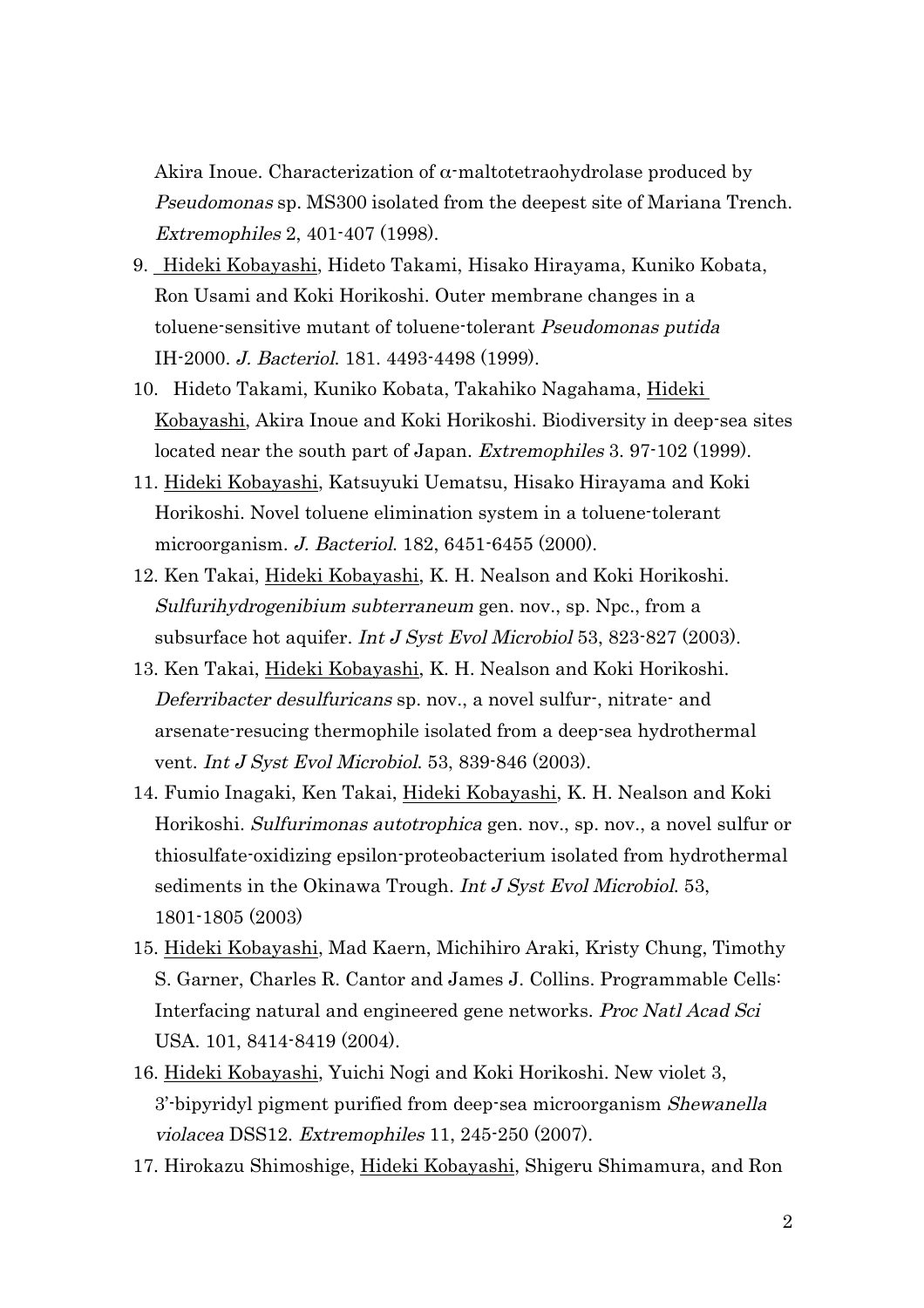Akira Inoue. Characterization of α-maltotetraohydrolase produced by *Pseudomonas* sp. MS300 isolated from the deepest site of Mariana Trench. *Extremophiles* 2, 401-407 (1998).

9. Hideki Kobayashi, Hideto Takami, Hisako Hirayama, Kuniko Kobata, Ron Usami and Koki Horikoshi. Outer membrane changes in a toluene-sensitive mutant of toluene-tolerant *Pseudomonas putida* IH-2000. *J. Bacteriol*. 181. 4493-4498 (1999).
10. Hideto Takami, Kuniko Kobata, Takahiko Nagahama, Hideki Kobayashi, Akira Inoue and Koki Horikoshi. Biodiversity in deep-sea sites located near the south part of Japan. *Extremophiles* 3. 97-102 (1999).
11. Hideki Kobayashi, Katsuyuki Uematsu, Hisako Hirayama and Koki Horikoshi. Novel toluene elimination system in a toluene-tolerant microorganism. *J. Bacteriol*. 182, 6451-6455 (2000).
12. Ken Takai, Hideki Kobayashi, K. H. Nealson and Koki Horikoshi. *Sulfurihydrogenibium subterraneum* gen. nov., sp. Npc., from a subsurface hot aquifer. *Int J Syst Evol Microbiol* 53, 823-827 (2003).
13. Ken Takai, Hideki Kobayashi, K. H. Nealson and Koki Horikoshi. *Deferribacter desulfuricans* sp. nov., a novel sulfur-, nitrate- and arsenate-resucing thermophile isolated from a deep-sea hydrothermal vent. *Int J Syst Evol Microbiol*. 53, 839-846 (2003).
14. Fumio Inagaki, Ken Takai, Hideki Kobayashi, K. H. Nealson and Koki Horikoshi. *Sulfurimonas autotrophica* gen. nov., sp. nov., a novel sulfur or thiosulfate-oxidizing epsilon-proteobacterium isolated from hydrothermal sediments in the Okinawa Trough. *Int J Syst Evol Microbiol*. 53, 1801-1805 (2003)
15. Hideki Kobayashi, Mad Kaern, Michihiro Araki, Kristy Chung, Timothy S. Garner, Charles R. Cantor and James J. Collins. Programmable Cells: Interfacing natural and engineered gene networks. *Proc Natl Acad Sci* USA. 101, 8414-8419 (2004).
16. Hideki Kobayashi, Yuichi Nogi and Koki Horikoshi. New violet 3, 3'-bipyridyl pigment purified from deep-sea microorganism *Shewanella violacea* DSS12. *Extremophiles* 11, 245-250 (2007).
17. Hirokazu Shimoshige, Hideki Kobayashi, Shigeru Shimamura, and Ron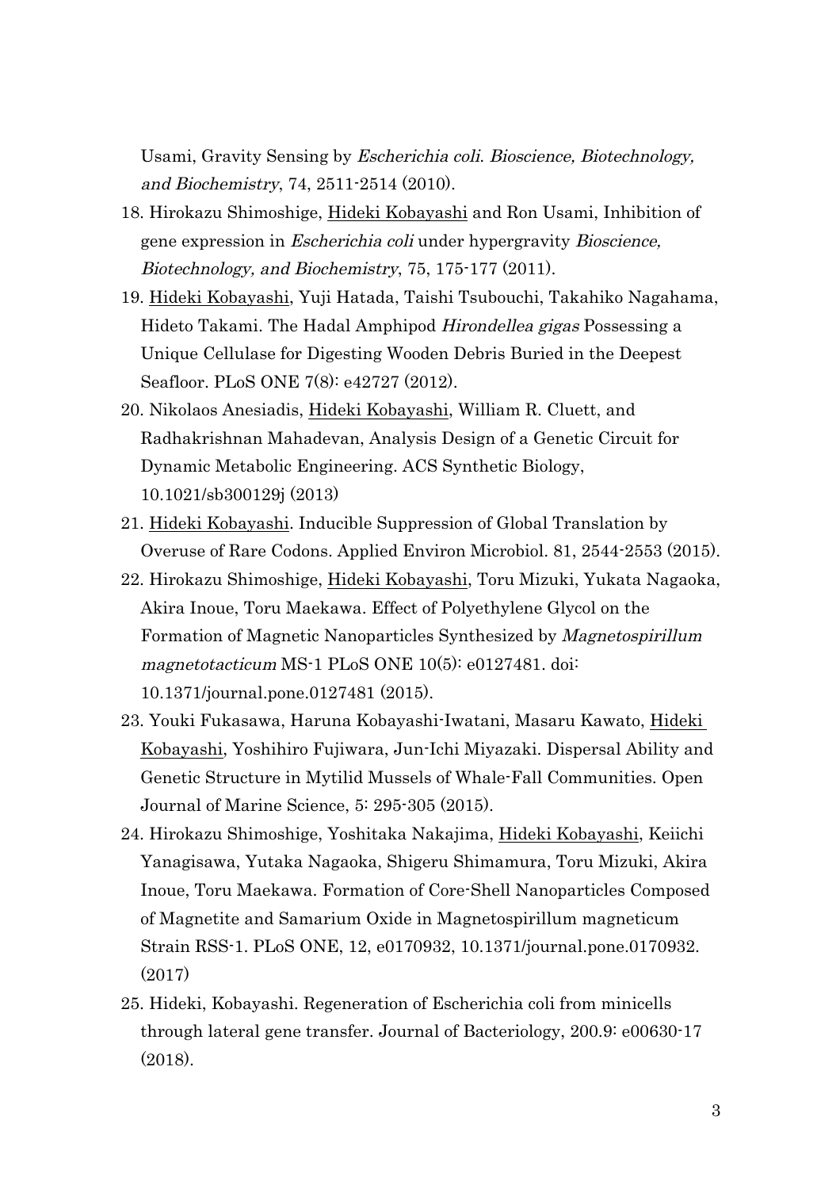Usami, Gravity Sensing by *Escherichia coli*. *Bioscience, Biotechnology, and Biochemistry*, 74, 2511-2514 (2010).

18. Hirokazu Shimoshige, Hideki Kobayashi and Ron Usami, Inhibition of gene expression in *Escherichia coli* under hypergravity *Bioscience, Biotechnology, and Biochemistry*, 75, 175-177 (2011).
19. Hideki Kobayashi, Yuji Hatada, Taishi Tsubouchi, Takahiko Nagahama, Hideto Takami. The Hadal Amphipod *Hirondellea gigas* Possessing a Unique Cellulase for Digesting Wooden Debris Buried in the Deepest Seafloor. PLoS ONE 7(8): e42727 (2012).
20. Nikolaos Anesiadis, Hideki Kobayashi, William R. Cluett, and Radhakrishnan Mahadevan, Analysis Design of a Genetic Circuit for Dynamic Metabolic Engineering. ACS Synthetic Biology, 10.1021/sb300129j (2013)
21. Hideki Kobayashi. Inducible Suppression of Global Translation by Overuse of Rare Codons. Applied Environ Microbiol. 81, 2544-2553 (2015).
22. Hirokazu Shimoshige, Hideki Kobayashi, Toru Mizuki, Yukata Nagaoka, Akira Inoue, Toru Maekawa. Effect of Polyethylene Glycol on the Formation of Magnetic Nanoparticles Synthesized by *Magnetospirillum magnetotacticum* MS-1 PLoS ONE 10(5): e0127481. doi: 10.1371/journal.pone.0127481 (2015).
23. Youki Fukasawa, Haruna Kobayashi-Iwatani, Masaru Kawato, Hideki Kobayashi, Yoshihiro Fujiwara, Jun-Ichi Miyazaki. Dispersal Ability and Genetic Structure in Mytilid Mussels of Whale-Fall Communities. Open Journal of Marine Science, 5: 295-305 (2015).
24. Hirokazu Shimoshige, Yoshitaka Nakajima, Hideki Kobayashi, Keiichi Yanagisawa, Yutaka Nagaoka, Shigeru Shimamura, Toru Mizuki, Akira Inoue, Toru Maekawa. Formation of Core-Shell Nanoparticles Composed of Magnetite and Samarium Oxide in Magnetospirillum magneticum Strain RSS-1. PLoS ONE, 12, e0170932, 10.1371/journal.pone.0170932. (2017)
25. Hideki, Kobayashi. Regeneration of Escherichia coli from minicells through lateral gene transfer. Journal of Bacteriology, 200.9: e00630-17 (2018).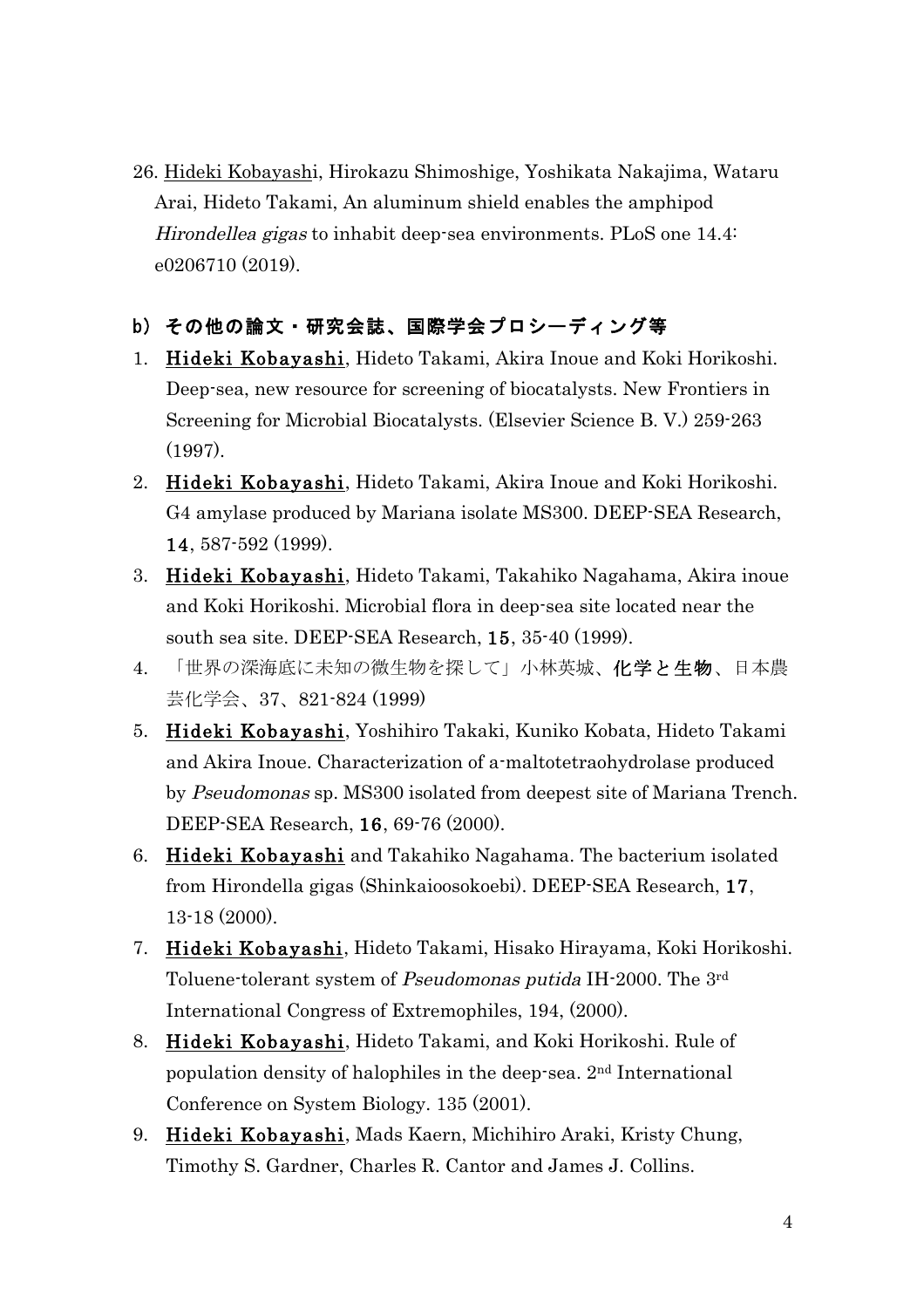26. Hideki Kobayashi, Hirokazu Shimoshige, Yoshikata Nakajima, Wataru Arai, Hideto Takami, An aluminum shield enables the amphipod *Hirondellea gigas* to inhabit deep-sea environments. PLoS one 14.4: e0206710 (2019).

### b) その他の論文・研究会誌、国際学会プロシーディング等

1. **Hideki Kobayashi**, Hideto Takami, Akira Inoue and Koki Horikoshi. Deep-sea, new resource for screening of biocatalysts. New Frontiers in Screening for Microbial Biocatalysts. (Elsevier Science B. V.) 259-263 (1997).
2. **Hideki Kobayashi**, Hideto Takami, Akira Inoue and Koki Horikoshi. G4 amylase produced by Mariana isolate MS300. DEEP-SEA Research, **14**, 587-592 (1999).
3. **Hideki Kobayashi**, Hideto Takami, Takahiko Nagahama, Akira inoue and Koki Horikoshi. Microbial flora in deep-sea site located near the south sea site. DEEP-SEA Research, **15**, 35-40 (1999).
4. 「世界の深海底に未知の微生物を探して」小林英城、**化学と生物**、日本農芸化学会、37、821-824 (1999)
5. **Hideki Kobayashi**, Yoshihiro Takaki, Kuniko Kobata, Hideto Takami and Akira Inoue. Characterization of a-maltotetraohydrolase produced by *Pseudomonas* sp. MS300 isolated from deepest site of Mariana Trench. DEEP-SEA Research, **16**, 69-76 (2000).
6. **Hideki Kobayashi** and Takahiko Nagahama. The bacterium isolated from Hirondella gigas (Shinkaioosokoebi). DEEP-SEA Research, **17**, 13-18 (2000).
7. **Hideki Kobayashi**, Hideto Takami, Hisako Hirayama, Koki Horikoshi. Toluene-tolerant system of *Pseudomonas putida* IH-2000. The 3rd International Congress of Extremophiles, 194, (2000).
8. **Hideki Kobayashi**, Hideto Takami, and Koki Horikoshi. Rule of population density of halophiles in the deep-sea. 2nd International Conference on System Biology. 135 (2001).
9. **Hideki Kobayashi**, Mads Kaern, Michihiro Araki, Kristy Chung, Timothy S. Gardner, Charles R. Cantor and James J. Collins.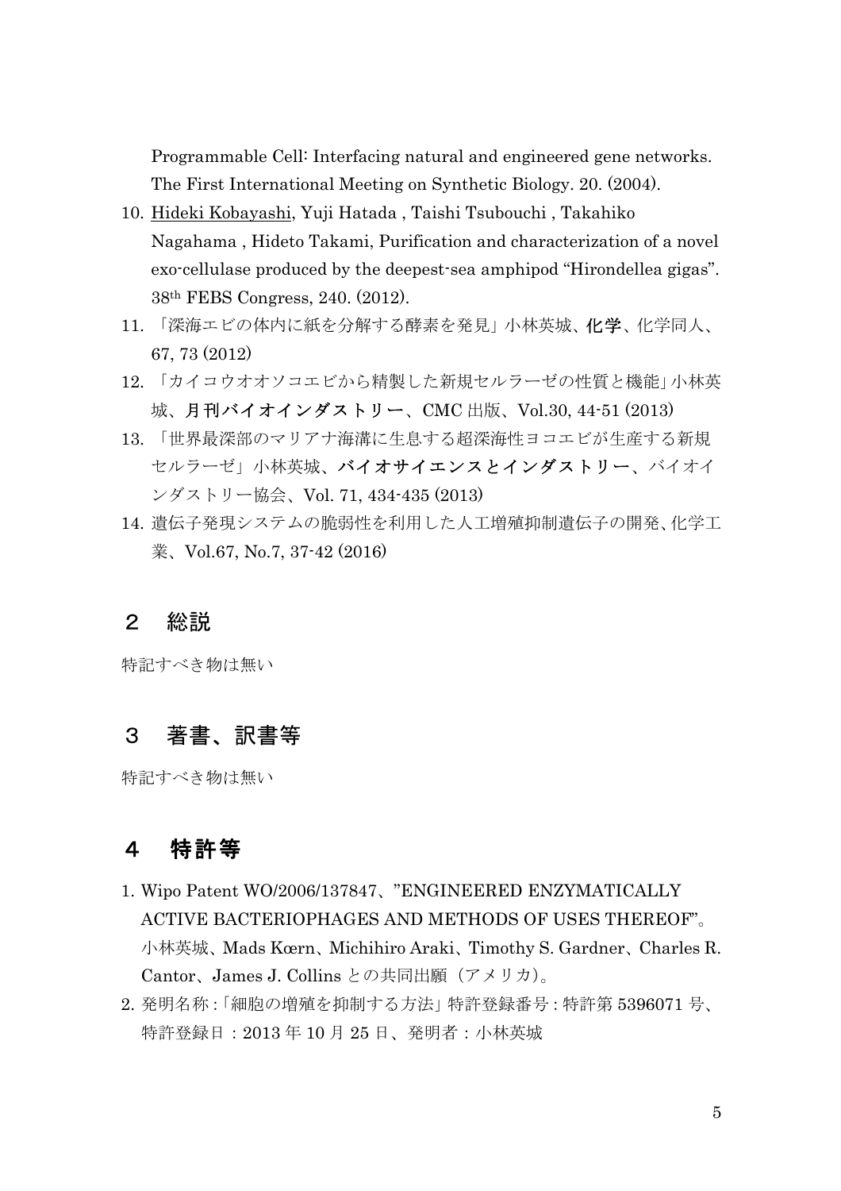Programmable Cell: Interfacing natural and engineered gene networks. The First International Meeting on Synthetic Biology. 20. (2004).

10. Hideki Kobayashi, Yuji Hatada , Taishi Tsubouchi , Takahiko Nagahama , Hideto Takami, Purification and characterization of a novel exo-cellulase produced by the deepest-sea amphipod "Hirondellea gigas". 38th FEBS Congress, 240. (2012).
11. 「深海エビの体内に紙を分解する酵素を発見」小林英城、**化学**、化学同人、67, 73 (2012)
12. 「カイコウオオソコエビから精製した新規セルラーゼの性質と機能」小林英城、**月刊バイオインダストリー**、CMC 出版、Vol.30, 44-51 (2013)
13. 「世界最深部のマリアナ海溝に生息する超深海性ヨコエビが生産する新規セルラーゼ」小林英城、**バイオサイエンスとインダストリー**、バイオインダストリー協会、Vol. 71, 434-435 (2013)
14. 遺伝子発現システムの脆弱性を利用した人工増殖抑制遺伝子の開発、化学工業、Vol.67, No.7, 37-42 (2016)

## 2　総説

特記すべき物は無い

## 3　著書、訳書等

特記すべき物は無い

## 4　特許等

1. Wipo Patent WO/2006/137847、"ENGINEERED ENZYMATICALLY ACTIVE BACTERIOPHAGES AND METHODS OF USES THEREOF"。小林英城、Mads Kœrn、Michihiro Araki、Timothy S. Gardner、Charles R. Cantor、James J. Collins との共同出願（アメリカ）。
2. 発明名称 :「細胞の増殖を抑制する方法」特許登録番号 : 特許第 5396071 号、特許登録日：2013 年 10 月 25 日、発明者：小林英城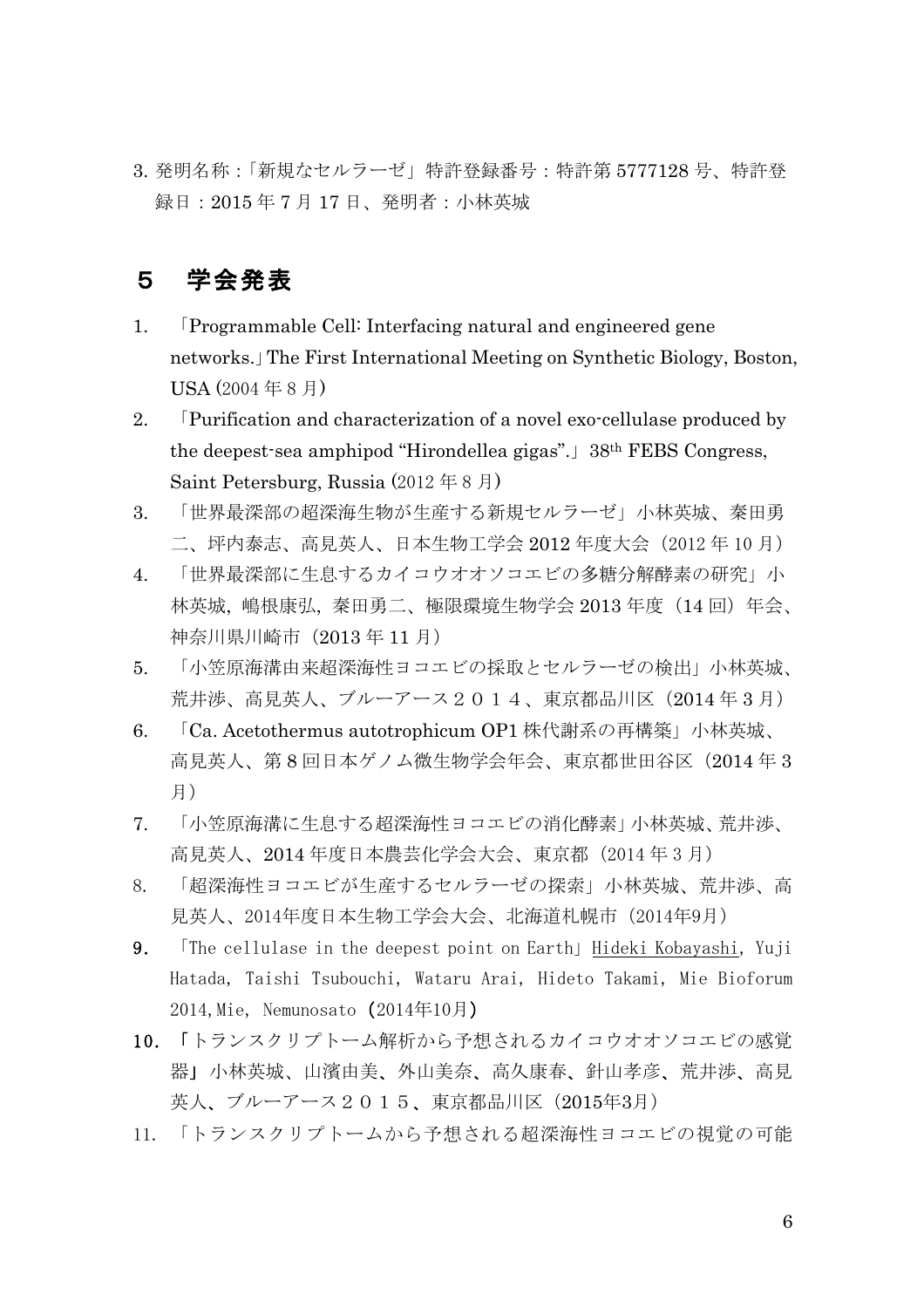3. 発明名称：「新規なセルラーゼ」特許登録番号：特許第 5777128 号、特許登録日：2015 年 7 月 17 日、発明者：小林英城

## ５　学会発表

1. 「Programmable Cell: Interfacing natural and engineered gene networks.」The First International Meeting on Synthetic Biology, Boston, USA (2004 年 8 月)
2. 「Purification and characterization of a novel exo-cellulase produced by the deepest-sea amphipod "Hirondellea gigas".」38th FEBS Congress, Saint Petersburg, Russia (2012 年 8 月)
3. 「世界最深部の超深海生物が生産する新規セルラーゼ」小林英城、秦田勇二、坪内泰志、高見英人、日本生物工学会 2012 年度大会（2012 年 10 月）
4. 「世界最深部に生息するカイコウオオソコエビの多糖分解酵素の研究」小林英城，嶋根康弘，秦田勇二、極限環境生物学会 2013 年度（14 回）年会、神奈川県川崎市（2013 年 11 月）
5. 「小笠原海溝由来超深海性ヨコエビの採取とセルラーゼの検出」小林英城、荒井渉、高見英人、ブルーアース２０１４、東京都品川区（2014 年 3 月）
6. 「Ca. Acetothermus autotrophicum OP1 株代謝系の再構築」小林英城、高見英人、第 8 回日本ゲノム微生物学会年会、東京都世田谷区（2014 年 3 月）
7. 「小笠原海溝に生息する超深海性ヨコエビの消化酵素」小林英城、荒井渉、高見英人、2014 年度日本農芸化学会大会、東京都（2014 年 3 月）
8. 「超深海性ヨコエビが生産するセルラーゼの探索」小林英城、荒井渉、高見英人、2014年度日本生物工学会大会、北海道札幌市（2014年9月）
9. 「The cellulase in the deepest point on Earth」Hideki Kobayashi, Yuji Hatada, Taishi Tsubouchi, Wataru Arai, Hideto Takami, Mie Bioforum 2014, Mie, Nemunosato（2014年10月）
10. 「トランスクリプトーム解析から予想されるカイコウオオソコエビの感覚器」小林英城、山濱由美、外山美奈、高久康春、針山孝彦、荒井渉、高見英人、ブルーアース２０１５、東京都品川区（2015年3月）
11. 「トランスクリプトームから予想される超深海性ヨコエビの視覚の可能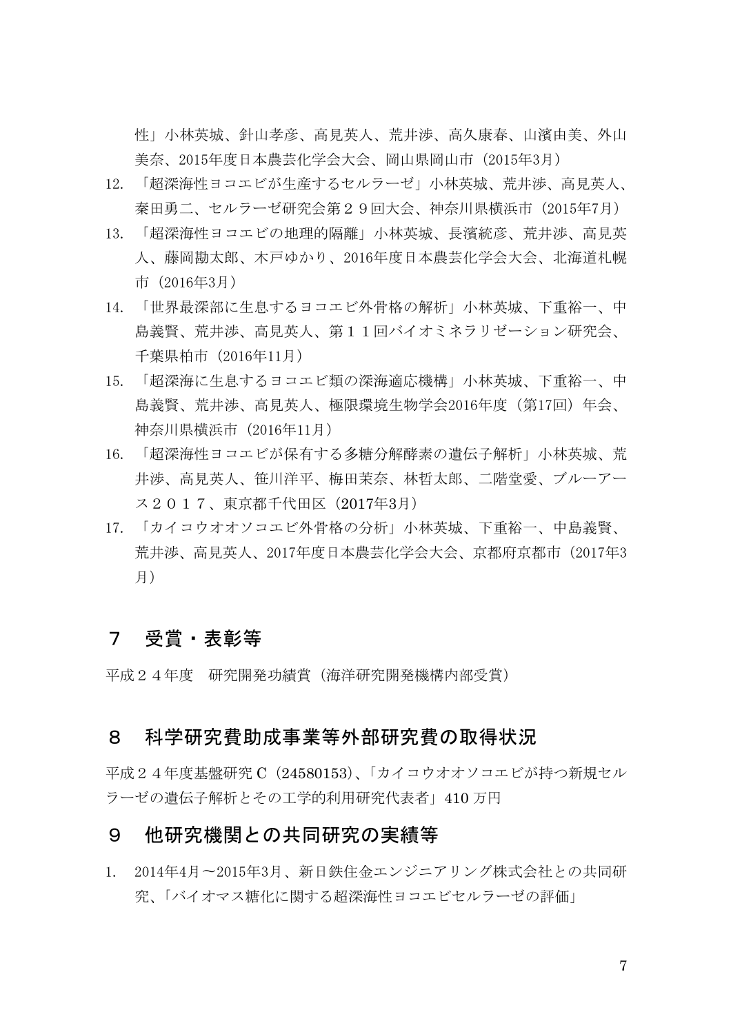性」小林英城、針山孝彦、高見英人、荒井渉、高久康春、山濱由美、外山美奈、2015年度日本農芸化学会大会、岡山県岡山市（2015年3月）

12. 「超深海性ヨコエビが生産するセルラーゼ」小林英城、荒井渉、高見英人、秦田勇二、セルラーゼ研究会第２９回大会、神奈川県横浜市（2015年7月）
13. 「超深海性ヨコエビの地理的隔離」小林英城、長濱統彦、荒井渉、高見英人、藤岡勘太郎、木戸ゆかり、2016年度日本農芸化学会大会、北海道札幌市（2016年3月）
14. 「世界最深部に生息するヨコエビ外骨格の解析」小林英城、下重裕一、中島義賢、荒井渉、高見英人、第１１回バイオミネラリゼーション研究会、千葉県柏市（2016年11月）
15. 「超深海に生息するヨコエビ類の深海適応機構」小林英城、下重裕一、中島義賢、荒井渉、高見英人、極限環境生物学会2016年度（第17回）年会、神奈川県横浜市（2016年11月）
16. 「超深海性ヨコエビが保有する多糖分解酵素の遺伝子解析」小林英城、荒井渉、高見英人、笹川洋平、梅田茉奈、林哲太郎、二階堂愛、ブルーアース２０１７、東京都千代田区（2017年3月）
17. 「カイコウオオソコエビ外骨格の分析」小林英城、下重裕一、中島義賢、荒井渉、高見英人、2017年度日本農芸化学会大会、京都府京都市（2017年3月）

## ７　受賞・表彰等

平成２４年度　研究開発功績賞（海洋研究開発機構内部受賞）

## ８　科学研究費助成事業等外部研究費の取得状況

平成２４年度基盤研究 C（24580153）、「カイコウオオソコエビが持つ新規セルラーゼの遺伝子解析とその工学的利用研究代表者」410 万円

## ９　他研究機関との共同研究の実績等

1. 2014年4月～2015年3月、新日鉄住金エンジニアリング株式会社との共同研究、「バイオマス糖化に関する超深海性ヨコエビセルラーゼの評価」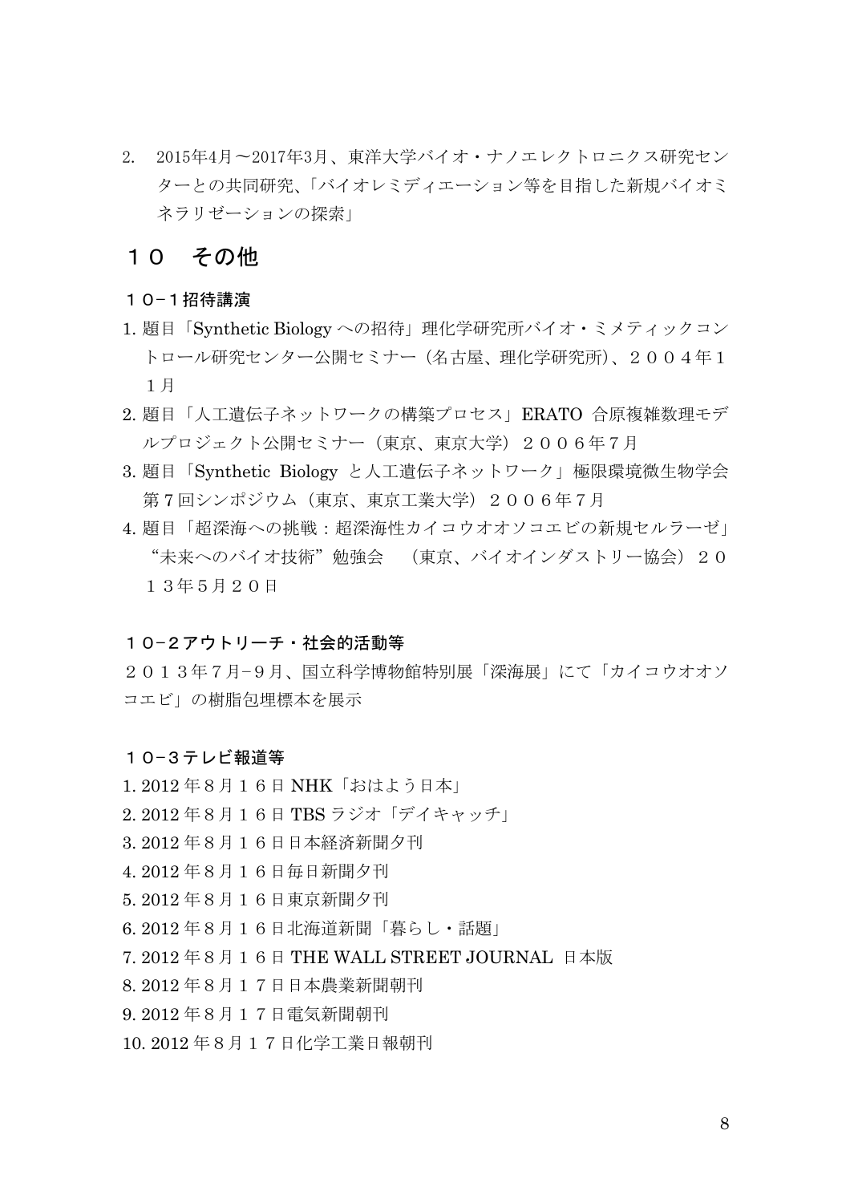2. 2015年4月～2017年3月、東洋大学バイオ・ナノエレクトロニクス研究センターとの共同研究、「バイオレミディエーション等を目指した新規バイオミネラリゼーションの探索」

## １０　その他

### １０−１招待講演

1. 題目「Synthetic Biology への招待」理化学研究所バイオ・ミメティックコントロール研究センター公開セミナー（名古屋、理化学研究所）、２００４年１１月
2. 題目「人工遺伝子ネットワークの構築プロセス」ERATO 合原複雑数理モデルプロジェクト公開セミナー（東京、東京大学）２００６年７月
3. 題目「Synthetic Biology と人工遺伝子ネットワーク」極限環境微生物学会第７回シンポジウム（東京、東京工業大学）２００６年７月
4. 題目「超深海への挑戦：超深海性カイコウオオソコエビの新規セルラーゼ」“未来へのバイオ技術”勉強会　（東京、バイオインダストリー協会）２０１３年５月２０日

### １０−２アウトリーチ・社会的活動等

２０１３年７月−９月、国立科学博物館特別展「深海展」にて「カイコウオオソコエビ」の樹脂包埋標本を展示

### １０−３テレビ報道等

1. 2012 年８月１６日 NHK「おはよう日本」
2. 2012 年８月１６日 TBS ラジオ「デイキャッチ」
3. 2012 年８月１６日日本経済新聞夕刊
4. 2012 年８月１６日毎日新聞夕刊
5. 2012 年８月１６日東京新聞夕刊
6. 2012 年８月１６日北海道新聞「暮らし・話題」
7. 2012 年８月１６日 THE WALL STREET JOURNAL 日本版
8. 2012 年８月１７日日本農業新聞朝刊
9. 2012 年８月１７日電気新聞朝刊
10. 2012 年８月１７日化学工業日報朝刊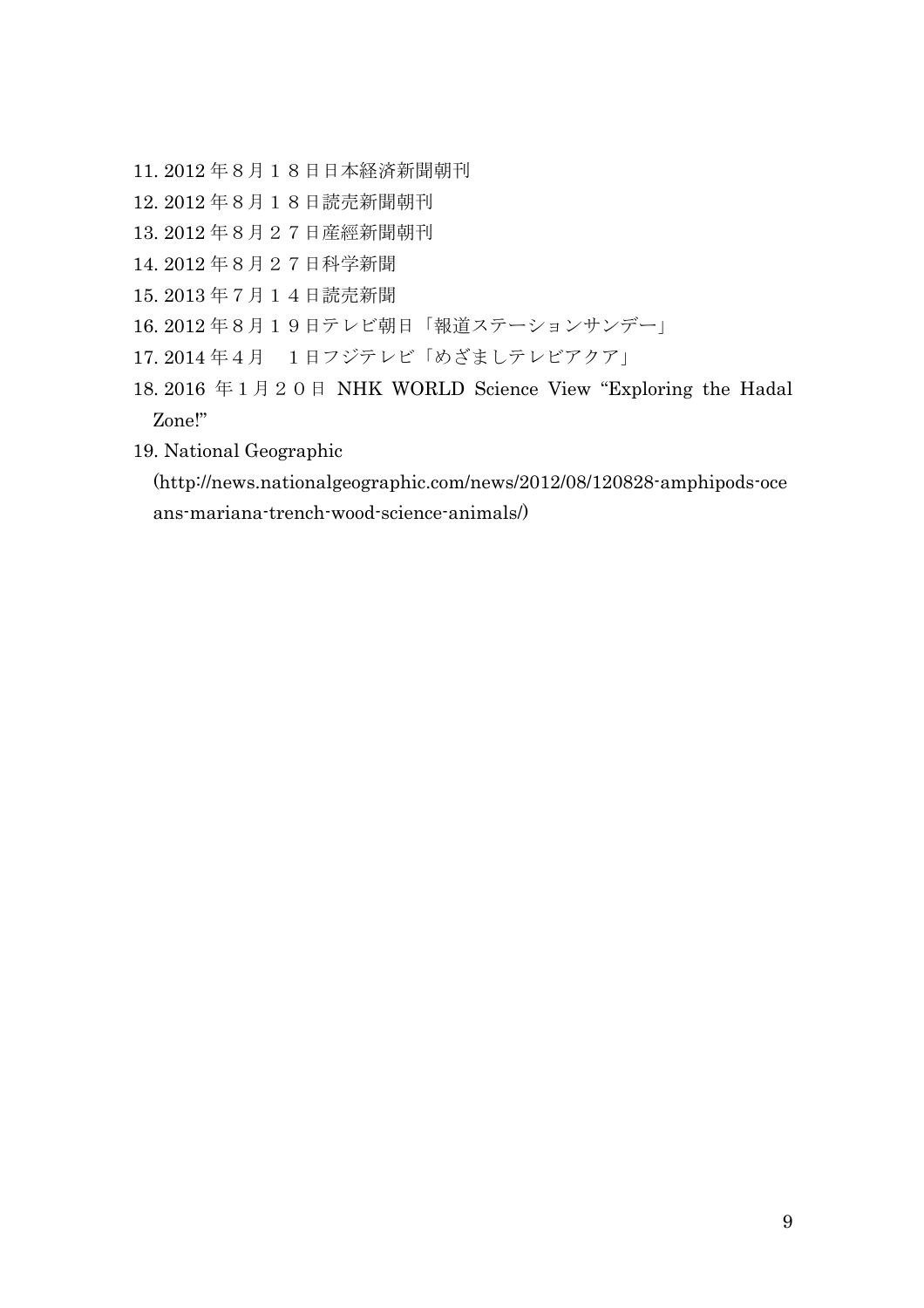11. 2012 年８月１８日日本経済新聞朝刊
12. 2012 年８月１８日読売新聞朝刊
13. 2012 年８月２７日産經新聞朝刊
14. 2012 年８月２７日科学新聞
15. 2013 年７月１４日読売新聞
16. 2012 年８月１９日テレビ朝日「報道ステーションサンデー」
17. 2014 年４月　１日フジテレビ「めざましテレビアクア」
18. 2016 年１月２０日 NHK WORLD Science View "Exploring the Hadal Zone!"
19. National Geographic (http://news.nationalgeographic.com/news/2012/08/120828-amphipods-oceans-mariana-trench-wood-science-animals/)